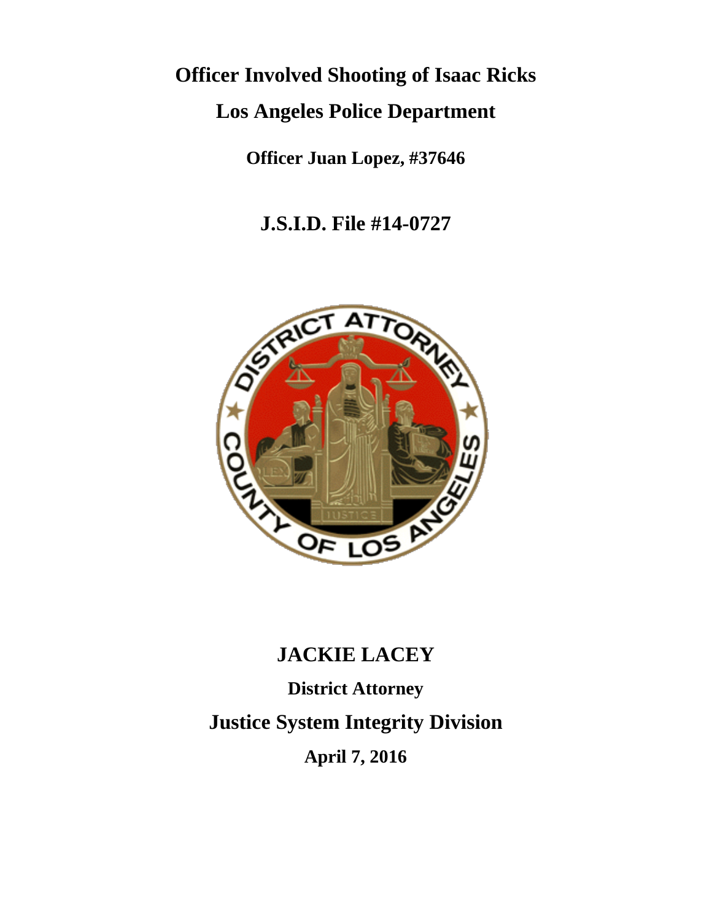# Officer Involved Shooting of Isaac Ricks

## Los Angeles Police Department

**Officer Juan Lopez, #37646**

## J.S.I.D. File #14-0727

## JACKIE LACEY

**District Attorney**

## Justice System Integrity Division

**April 7, 2016**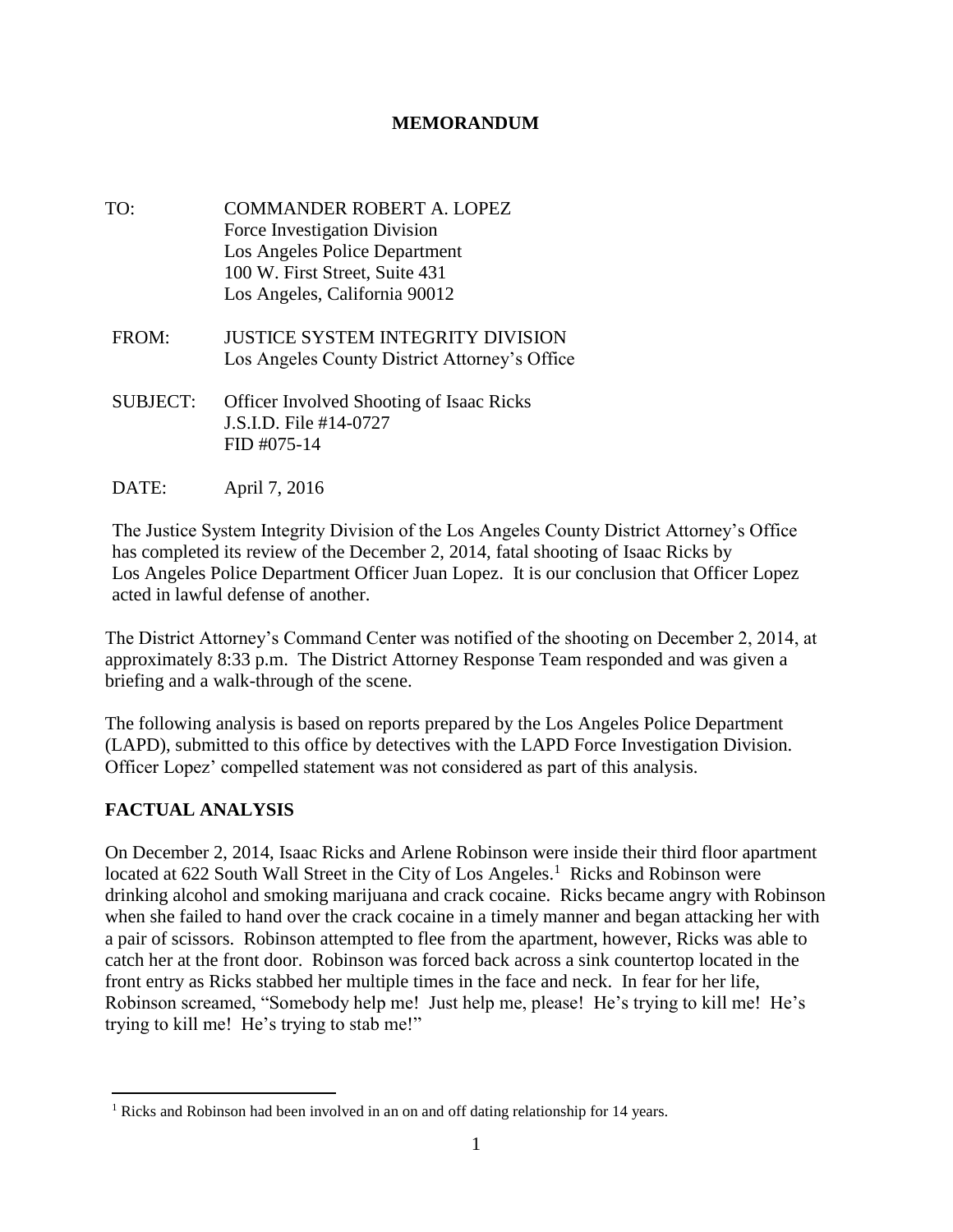**MEMORANDUM**

TO: COMMANDER ROBERT A. LOPEZ
Force Investigation Division
Los Angeles Police Department
100 W. First Street, Suite 431
Los Angeles, California 90012

FROM: JUSTICE SYSTEM INTEGRITY DIVISION
Los Angeles County District Attorney's Office

SUBJECT: Officer Involved Shooting of Isaac Ricks
J.S.I.D. File #14-0727
FID #075-14

DATE: April 7, 2016

The Justice System Integrity Division of the Los Angeles County District Attorney's Office has completed its review of the December 2, 2014, fatal shooting of Isaac Ricks by Los Angeles Police Department Officer Juan Lopez. It is our conclusion that Officer Lopez acted in lawful defense of another.

The District Attorney's Command Center was notified of the shooting on December 2, 2014, at approximately 8:33 p.m. The District Attorney Response Team responded and was given a briefing and a walk-through of the scene.

The following analysis is based on reports prepared by the Los Angeles Police Department (LAPD), submitted to this office by detectives with the LAPD Force Investigation Division. Officer Lopez' compelled statement was not considered as part of this analysis.

## FACTUAL ANALYSIS

On December 2, 2014, Isaac Ricks and Arlene Robinson were inside their third floor apartment located at 622 South Wall Street in the City of Los Angeles.[1] Ricks and Robinson were drinking alcohol and smoking marijuana and crack cocaine. Ricks became angry with Robinson when she failed to hand over the crack cocaine in a timely manner and began attacking her with a pair of scissors. Robinson attempted to flee from the apartment, however, Ricks was able to catch her at the front door. Robinson was forced back across a sink countertop located in the front entry as Ricks stabbed her multiple times in the face and neck. In fear for her life, Robinson screamed, "Somebody help me! Just help me, please! He's trying to kill me! He's trying to kill me! He's trying to stab me!"

---

[1] Ricks and Robinson had been involved in an on and off dating relationship for 14 years.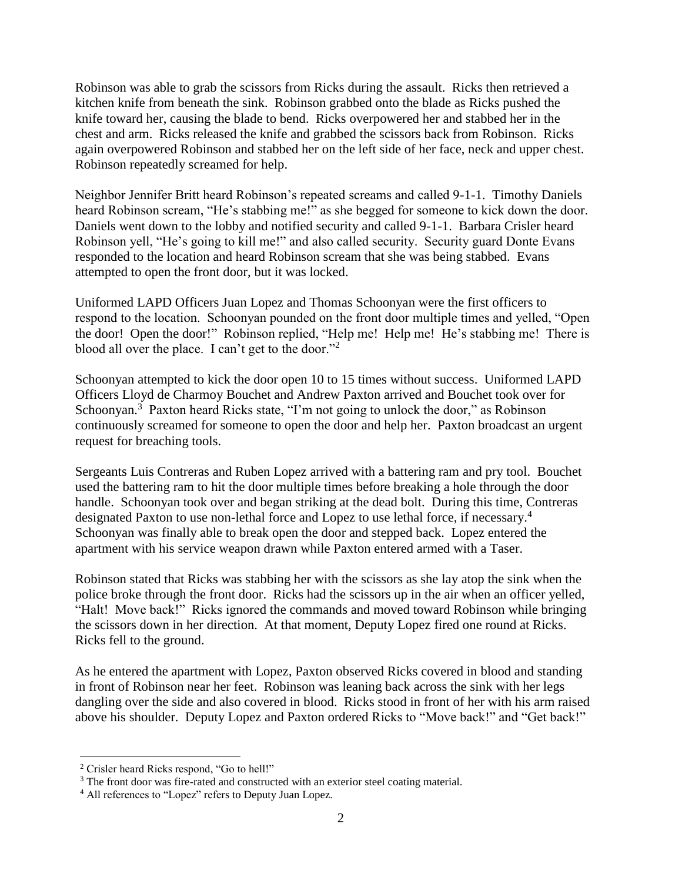Robinson was able to grab the scissors from Ricks during the assault. Ricks then retrieved a kitchen knife from beneath the sink. Robinson grabbed onto the blade as Ricks pushed the knife toward her, causing the blade to bend. Ricks overpowered her and stabbed her in the chest and arm. Ricks released the knife and grabbed the scissors back from Robinson. Ricks again overpowered Robinson and stabbed her on the left side of her face, neck and upper chest. Robinson repeatedly screamed for help.

Neighbor Jennifer Britt heard Robinson's repeated screams and called 9-1-1. Timothy Daniels heard Robinson scream, "He's stabbing me!" as she begged for someone to kick down the door. Daniels went down to the lobby and notified security and called 9-1-1. Barbara Crisler heard Robinson yell, "He's going to kill me!" and also called security. Security guard Donte Evans responded to the location and heard Robinson scream that she was being stabbed. Evans attempted to open the front door, but it was locked.

Uniformed LAPD Officers Juan Lopez and Thomas Schoonyan were the first officers to respond to the location. Schoonyan pounded on the front door multiple times and yelled, "Open the door! Open the door!" Robinson replied, "Help me! Help me! He's stabbing me! There is blood all over the place. I can't get to the door."[2]

Schoonyan attempted to kick the door open 10 to 15 times without success. Uniformed LAPD Officers Lloyd de Charmoy Bouchet and Andrew Paxton arrived and Bouchet took over for Schoonyan.[3] Paxton heard Ricks state, "I'm not going to unlock the door," as Robinson continuously screamed for someone to open the door and help her. Paxton broadcast an urgent request for breaching tools.

Sergeants Luis Contreras and Ruben Lopez arrived with a battering ram and pry tool. Bouchet used the battering ram to hit the door multiple times before breaking a hole through the door handle. Schoonyan took over and began striking at the dead bolt. During this time, Contreras designated Paxton to use non-lethal force and Lopez to use lethal force, if necessary.[4] Schoonyan was finally able to break open the door and stepped back. Lopez entered the apartment with his service weapon drawn while Paxton entered armed with a Taser.

Robinson stated that Ricks was stabbing her with the scissors as she lay atop the sink when the police broke through the front door. Ricks had the scissors up in the air when an officer yelled, "Halt! Move back!" Ricks ignored the commands and moved toward Robinson while bringing the scissors down in her direction. At that moment, Deputy Lopez fired one round at Ricks. Ricks fell to the ground.

As he entered the apartment with Lopez, Paxton observed Ricks covered in blood and standing in front of Robinson near her feet. Robinson was leaning back across the sink with her legs dangling over the side and also covered in blood. Ricks stood in front of her with his arm raised above his shoulder. Deputy Lopez and Paxton ordered Ricks to "Move back!" and "Get back!"

---

[2] Crisler heard Ricks respond, "Go to hell!"

[3] The front door was fire-rated and constructed with an exterior steel coating material.

[4] All references to "Lopez" refers to Deputy Juan Lopez.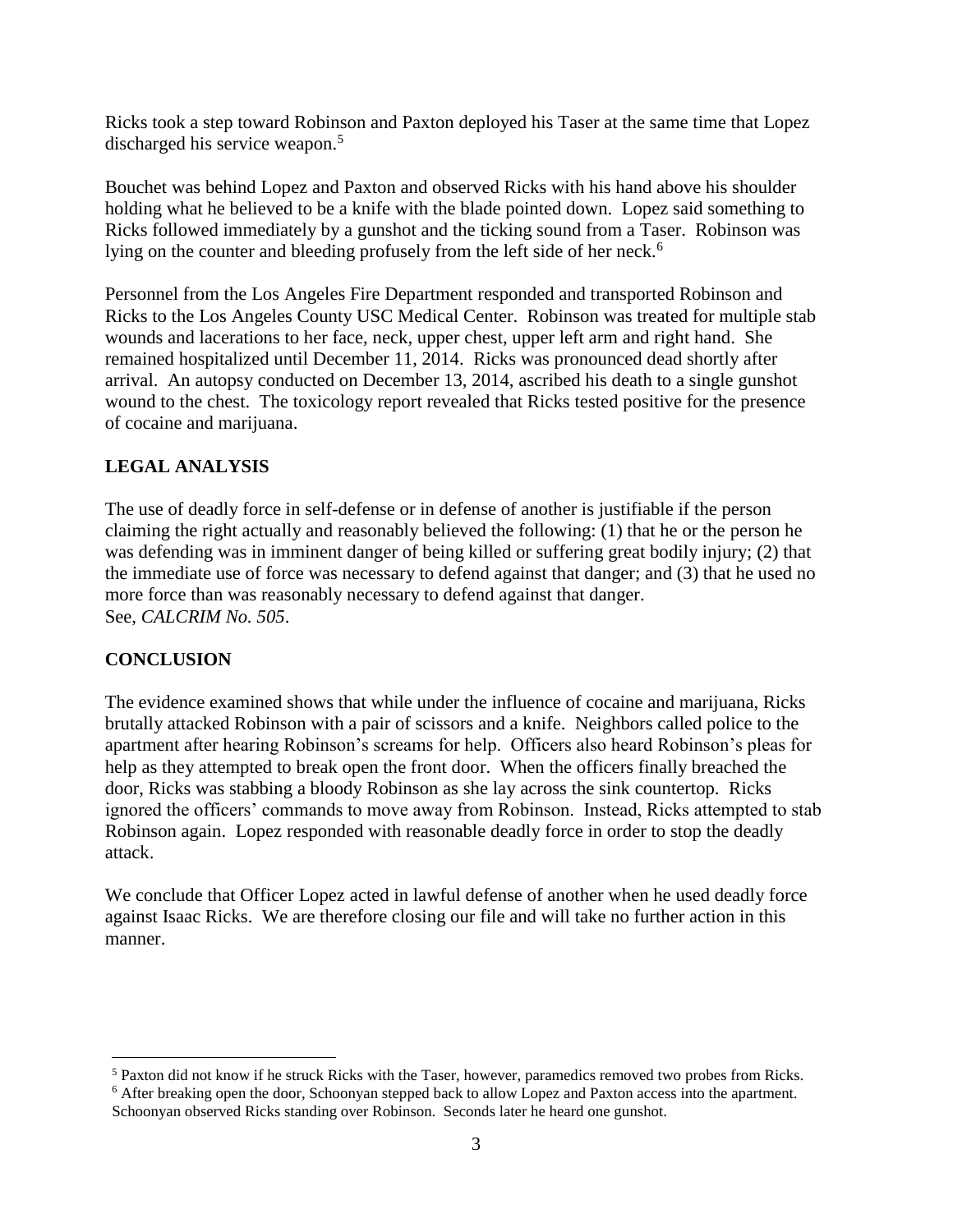Ricks took a step toward Robinson and Paxton deployed his Taser at the same time that Lopez discharged his service weapon.[5]

Bouchet was behind Lopez and Paxton and observed Ricks with his hand above his shoulder holding what he believed to be a knife with the blade pointed down. Lopez said something to Ricks followed immediately by a gunshot and the ticking sound from a Taser. Robinson was lying on the counter and bleeding profusely from the left side of her neck.[6]

Personnel from the Los Angeles Fire Department responded and transported Robinson and Ricks to the Los Angeles County USC Medical Center. Robinson was treated for multiple stab wounds and lacerations to her face, neck, upper chest, upper left arm and right hand. She remained hospitalized until December 11, 2014. Ricks was pronounced dead shortly after arrival. An autopsy conducted on December 13, 2014, ascribed his death to a single gunshot wound to the chest. The toxicology report revealed that Ricks tested positive for the presence of cocaine and marijuana.

## LEGAL ANALYSIS

The use of deadly force in self-defense or in defense of another is justifiable if the person claiming the right actually and reasonably believed the following: (1) that he or the person he was defending was in imminent danger of being killed or suffering great bodily injury; (2) that the immediate use of force was necessary to defend against that danger; and (3) that he used no more force than was reasonably necessary to defend against that danger. See, *CALCRIM No. 505*.

## CONCLUSION

The evidence examined shows that while under the influence of cocaine and marijuana, Ricks brutally attacked Robinson with a pair of scissors and a knife. Neighbors called police to the apartment after hearing Robinson's screams for help. Officers also heard Robinson's pleas for help as they attempted to break open the front door. When the officers finally breached the door, Ricks was stabbing a bloody Robinson as she lay across the sink countertop. Ricks ignored the officers' commands to move away from Robinson. Instead, Ricks attempted to stab Robinson again. Lopez responded with reasonable deadly force in order to stop the deadly attack.

We conclude that Officer Lopez acted in lawful defense of another when he used deadly force against Isaac Ricks. We are therefore closing our file and will take no further action in this manner.

---

[5] Paxton did not know if he struck Ricks with the Taser, however, paramedics removed two probes from Ricks.

[6] After breaking open the door, Schoonyan stepped back to allow Lopez and Paxton access into the apartment. Schoonyan observed Ricks standing over Robinson. Seconds later he heard one gunshot.